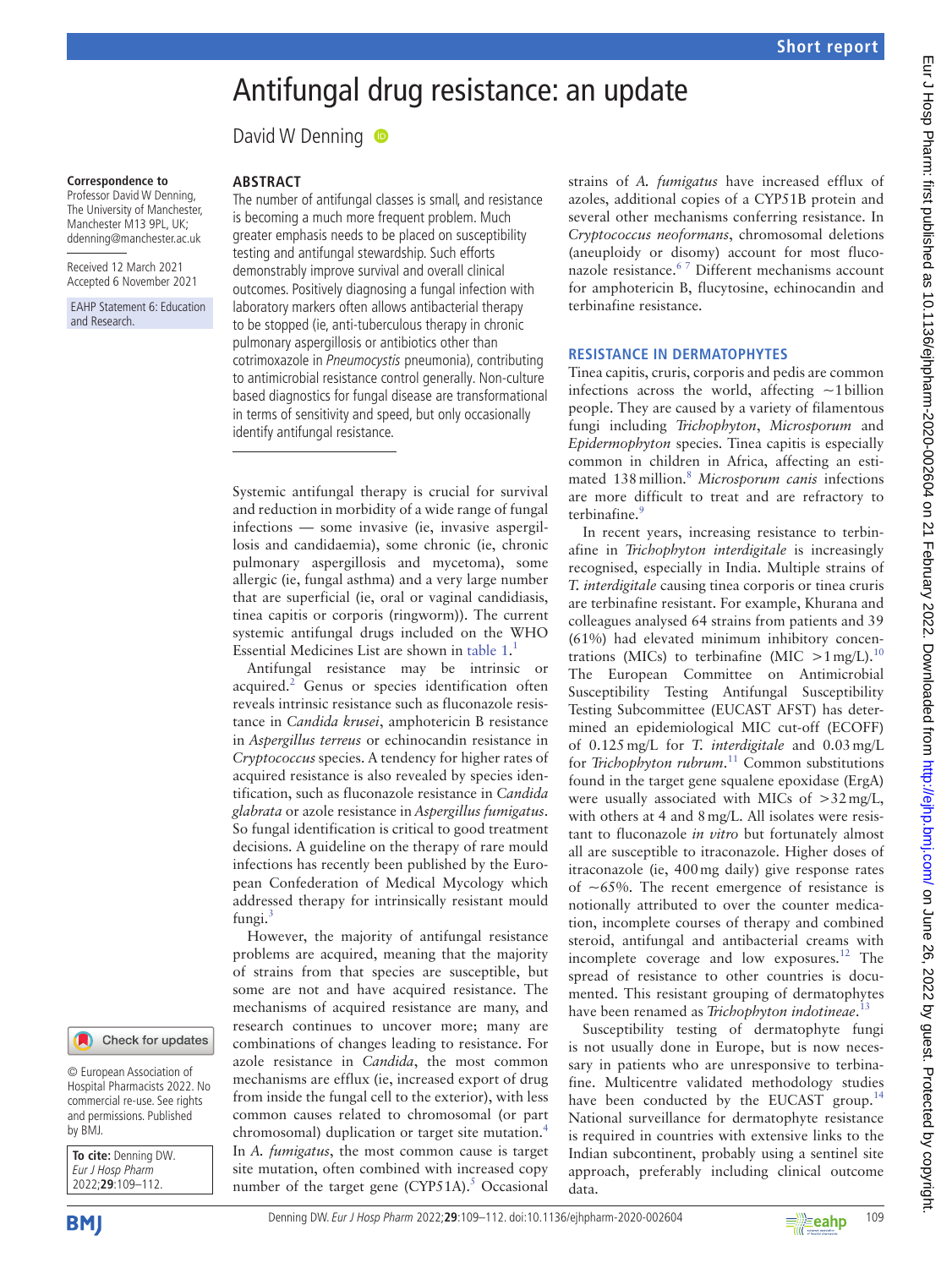# Antifungal drug resistance: an update

David W Denning

**Correspondence to**
Professor David W Denning, The University of Manchester, Manchester M13 9PL, UK; ddenning@manchester.ac.uk

Received 12 March 2021
Accepted 6 November 2021

EAHP Statement 6: Education and Research.

© European Association of Hospital Pharmacists 2022. No commercial re-use. See rights and permissions. Published by BMJ.

**To cite:** Denning DW. *Eur J Hosp Pharm* 2022;**29**:109–112.

## ABSTRACT

The number of antifungal classes is small, and resistance is becoming a much more frequent problem. Much greater emphasis needs to be placed on susceptibility testing and antifungal stewardship. Such efforts demonstrably improve survival and overall clinical outcomes. Positively diagnosing a fungal infection with laboratory markers often allows antibacterial therapy to be stopped (ie, anti-tuberculous therapy in chronic pulmonary aspergillosis or antibiotics other than cotrimoxazole in *Pneumocystis* pneumonia), contributing to antimicrobial resistance control generally. Non-culture based diagnostics for fungal disease are transformational in terms of sensitivity and speed, but only occasionally identify antifungal resistance.

Systemic antifungal therapy is crucial for survival and reduction in morbidity of a wide range of fungal infections — some invasive (ie, invasive aspergillosis and candidaemia), some chronic (ie, chronic pulmonary aspergillosis and mycetoma), some allergic (ie, fungal asthma) and a very large number that are superficial (ie, oral or vaginal candidiasis, tinea capitis or corporis (ringworm)). The current systemic antifungal drugs included on the WHO Essential Medicines List are shown in table 1.[1]

Antifungal resistance may be intrinsic or acquired.[2] Genus or species identification often reveals intrinsic resistance such as fluconazole resistance in *Candida krusei*, amphotericin B resistance in *Aspergillus terreus* or echinocandin resistance in *Cryptococcus* species. A tendency for higher rates of acquired resistance is also revealed by species identification, such as fluconazole resistance in *Candida glabrata* or azole resistance in *Aspergillus fumigatus*. So fungal identification is critical to good treatment decisions. A guideline on the therapy of rare mould infections has recently been published by the European Confederation of Medical Mycology which addressed therapy for intrinsically resistant mould fungi.[3]

However, the majority of antifungal resistance problems are acquired, meaning that the majority of strains from that species are susceptible, but some are not and have acquired resistance. The mechanisms of acquired resistance are many, and research continues to uncover more; many are combinations of changes leading to resistance. For azole resistance in *Candida*, the most common mechanisms are efflux (ie, increased export of drug from inside the fungal cell to the exterior), with less common causes related to chromosomal (or part chromosomal) duplication or target site mutation.[4] In *A. fumigatus*, the most common cause is target site mutation, often combined with increased copy number of the target gene (CYP51A).[5] Occasional strains of *A. fumigatus* have increased efflux of azoles, additional copies of a CYP51B protein and several other mechanisms conferring resistance. In *Cryptococcus neoformans*, chromosomal deletions (aneuploidy or disomy) account for most fluconazole resistance.[6,7] Different mechanisms account for amphotericin B, flucytosine, echinocandin and terbinafine resistance.

## RESISTANCE IN DERMATOPHYTES

Tinea capitis, cruris, corporis and pedis are common infections across the world, affecting ~1 billion people. They are caused by a variety of filamentous fungi including *Trichophyton*, *Microsporum* and *Epidermophyton* species. Tinea capitis is especially common in children in Africa, affecting an estimated 138 million.[8] *Microsporum canis* infections are more difficult to treat and are refractory to terbinafine.[9]

In recent years, increasing resistance to terbinafine in *Trichophyton interdigitale* is increasingly recognised, especially in India. Multiple strains of *T. interdigitale* causing tinea corporis or tinea cruris are terbinafine resistant. For example, Khurana and colleagues analysed 64 strains from patients and 39 (61%) had elevated minimum inhibitory concentrations (MICs) to terbinafine (MIC >1 mg/L).[10] The European Committee on Antimicrobial Susceptibility Testing Antifungal Susceptibility Testing Subcommittee (EUCAST AFST) has determined an epidemiological MIC cut-off (ECOFF) of 0.125 mg/L for *T. interdigitale* and 0.03 mg/L for *Trichophyton rubrum*.[11] Common substitutions found in the target gene squalene epoxidase (ErgA) were usually associated with MICs of >32 mg/L, with others at 4 and 8 mg/L. All isolates were resistant to fluconazole *in vitro* but fortunately almost all are susceptible to itraconazole. Higher doses of itraconazole (ie, 400 mg daily) give response rates of ~65%. The recent emergence of resistance is notionally attributed to over the counter medication, incomplete courses of therapy and combined steroid, antifungal and antibacterial creams with incomplete coverage and low exposures.[12] The spread of resistance to other countries is documented. This resistant grouping of dermatophytes have been renamed as *Trichophyton indotineae*.[13]

Susceptibility testing of dermatophyte fungi is not usually done in Europe, but is now necessary in patients who are unresponsive to terbinafine. Multicentre validated methodology studies have been conducted by the EUCAST group.[14] National surveillance for dermatophyte resistance is required in countries with extensive links to the Indian subcontinent, probably using a sentinel site approach, preferably including clinical outcome data.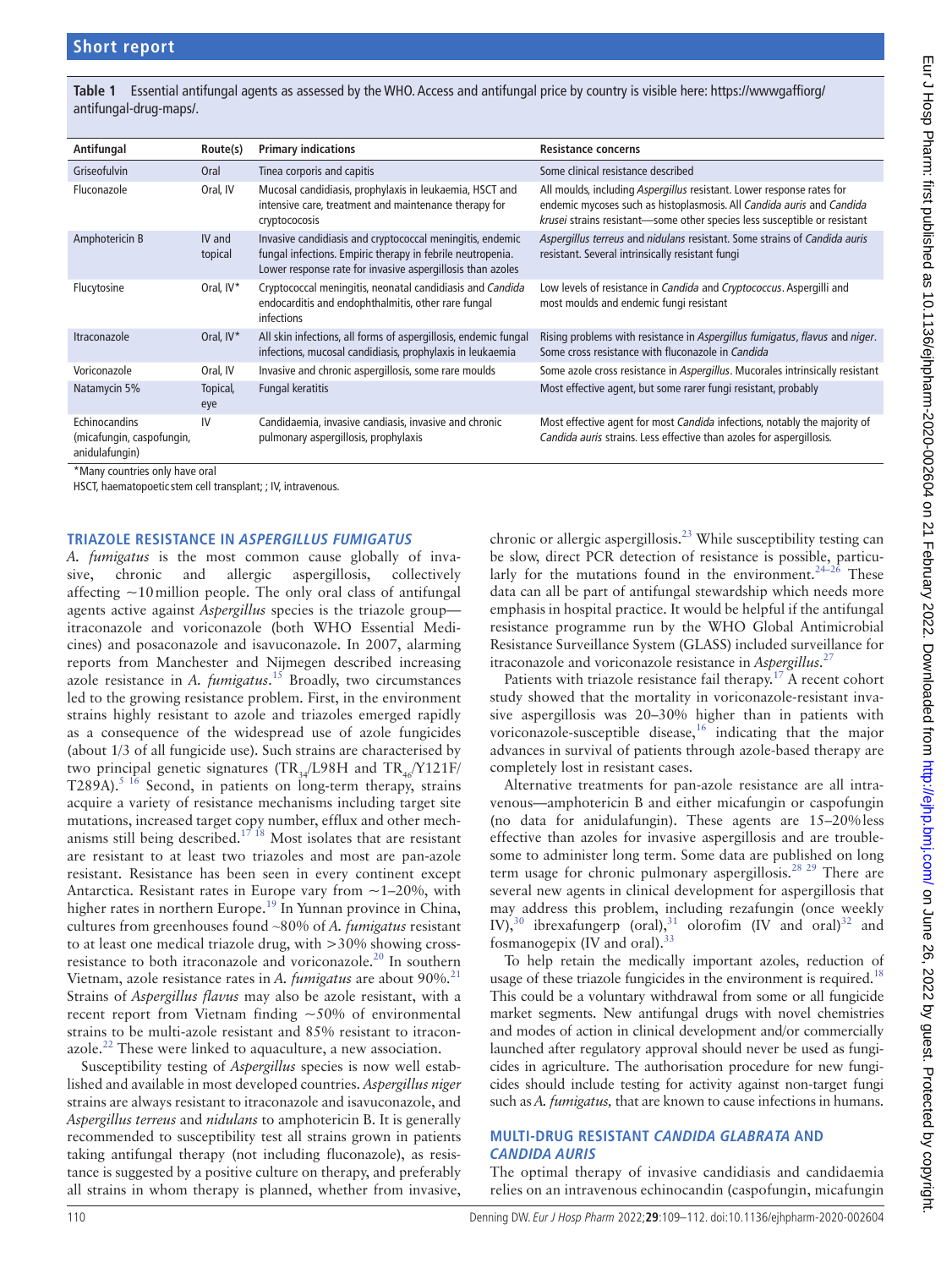**Table 1** Essential antifungal agents as assessed by the WHO. Access and antifungal price by country is visible here: https://wwwgaffiorg/antifungal-drug-maps/.

| Antifungal | Route(s) | Primary indications | Resistance concerns |
|---|---|---|---|
| Griseofulvin | Oral | Tinea corporis and capitis | Some clinical resistance described |
| Fluconazole | Oral, IV | Mucosal candidiasis, prophylaxis in leukaemia, HSCT and intensive care, treatment and maintenance therapy for cryptococosis | All moulds, including *Aspergillus* resistant. Lower response rates for endemic mycoses such as histoplasmosis. All *Candida auris* and *Candida krusei* strains resistant—some other species less susceptible or resistant |
| Amphotericin B | IV and topical | Invasive candidiasis and cryptococcal meningitis, endemic fungal infections. Empiric therapy in febrile neutropenia. Lower response rate for invasive aspergillosis than azoles | *Aspergillus terreus* and *nidulans* resistant. Some strains of *Candida auris* resistant. Several intrinsically resistant fungi |
| Flucytosine | Oral, IV* | Cryptococcal meningitis, neonatal candidiasis and *Candida* endocarditis and endophthalmitis, other rare fungal infections | Low levels of resistance in *Candida* and *Cryptococcus*. Aspergilli and most moulds and endemic fungi resistant |
| Itraconazole | Oral, IV* | All skin infections, all forms of aspergillosis, endemic fungal infections, mucosal candidiasis, prophylaxis in leukaemia | Rising problems with resistance in *Aspergillus fumigatus*, *flavus* and *niger*. Some cross resistance with fluconazole in *Candida* |
| Voriconazole | Oral, IV | Invasive and chronic aspergillosis, some rare moulds | Some azole cross resistance in *Aspergillus*. Mucorales intrinsically resistant |
| Natamycin 5% | Topical, eye | Fungal keratitis | Most effective agent, but some rarer fungi resistant, probably |
| Echinocandins (micafungin, caspofungin, anidulafungin) | IV | Candidaemia, invasive candiasis, invasive and chronic pulmonary aspergillosis, prophylaxis | Most effective agent for most *Candida* infections, notably the majority of *Candida auris* strains. Less effective than azoles for aspergillosis. |

*Many countries only have oral

HSCT, haematopoetic stem cell transplant; ; IV, intravenous.

## TRIAZOLE RESISTANCE IN *ASPERGILLUS FUMIGATUS*

*A. fumigatus* is the most common cause globally of invasive, chronic and allergic aspergillosis, collectively affecting ~10 million people. The only oral class of antifungal agents active against *Aspergillus* species is the triazole group—itraconazole and voriconazole (both WHO Essential Medicines) and posaconazole and isavuconazole. In 2007, alarming reports from Manchester and Nijmegen described increasing azole resistance in *A. fumigatus*.[15] Broadly, two circumstances led to the growing resistance problem. First, in the environment strains highly resistant to azole and triazoles emerged rapidly as a consequence of the widespread use of azole fungicides (about 1/3 of all fungicide use). Such strains are characterised by two principal genetic signatures ($TR_{34}$/L98H and $TR_{46}$/Y121F/T289A).[5 16] Second, in patients on long-term therapy, strains acquire a variety of resistance mechanisms including target site mutations, increased target copy number, efflux and other mechanisms still being described.[17 18] Most isolates that are resistant are resistant to at least two triazoles and most are pan-azole resistant. Resistance has been seen in every continent except Antarctica. Resistant rates in Europe vary from ~1–20%, with higher rates in northern Europe.[19] In Yunnan province in China, cultures from greenhouses found ~80% of *A. fumigatus* resistant to at least one medical triazole drug, with >30% showing cross-resistance to both itraconazole and voriconazole.[20] In southern Vietnam, azole resistance rates in *A. fumigatus* are about 90%.[21] Strains of *Aspergillus flavus* may also be azole resistant, with a recent report from Vietnam finding ~50% of environmental strains to be multi-azole resistant and 85% resistant to itraconazole.[22] These were linked to aquaculture, a new association.

Susceptibility testing of *Aspergillus* species is now well established and available in most developed countries. *Aspergillus niger* strains are always resistant to itraconazole and isavuconazole, and *Aspergillus terreus* and *nidulans* to amphotericin B. It is generally recommended to susceptibility test all strains grown in patients taking antifungal therapy (not including fluconazole), as resistance is suggested by a positive culture on therapy, and preferably all strains in whom therapy is planned, whether from invasive, chronic or allergic aspergillosis.[23] While susceptibility testing can be slow, direct PCR detection of resistance is possible, particularly for the mutations found in the environment.[24–26] These data can all be part of antifungal stewardship which needs more emphasis in hospital practice. It would be helpful if the antifungal resistance programme run by the WHO Global Antimicrobial Resistance Surveillance System (GLASS) included surveillance for itraconazole and voriconazole resistance in *Aspergillus*.[27]

Patients with triazole resistance fail therapy.[17] A recent cohort study showed that the mortality in voriconazole-resistant invasive aspergillosis was 20–30% higher than in patients with voriconazole-susceptible disease,[16] indicating that the major advances in survival of patients through azole-based therapy are completely lost in resistant cases.

Alternative treatments for pan-azole resistance are all intravenous—amphotericin B and either micafungin or caspofungin (no data for anidulafungin). These agents are 15–20% less effective than azoles for invasive aspergillosis and are troublesome to administer long term. Some data are published on long term usage for chronic pulmonary aspergillosis.[28 29] There are several new agents in clinical development for aspergillosis that may address this problem, including rezafungin (once weekly IV),[30] ibrexafungerp (oral),[31] olorofim (IV and oral)[32] and fosmanogepix (IV and oral).[33]

To help retain the medically important azoles, reduction of usage of these triazole fungicides in the environment is required.[18] This could be a voluntary withdrawal from some or all fungicide market segments. New antifungal drugs with novel chemistries and modes of action in clinical development and/or commercially launched after regulatory approval should never be used as fungicides in agriculture. The authorisation procedure for new fungicides should include testing for activity against non-target fungi such as *A. fumigatus,* that are known to cause infections in humans.

## MULTI-DRUG RESISTANT *CANDIDA GLABRATA* AND *CANDIDA AURIS*

The optimal therapy of invasive candidiasis and candidaemia relies on an intravenous echinocandin (caspofungin, micafungin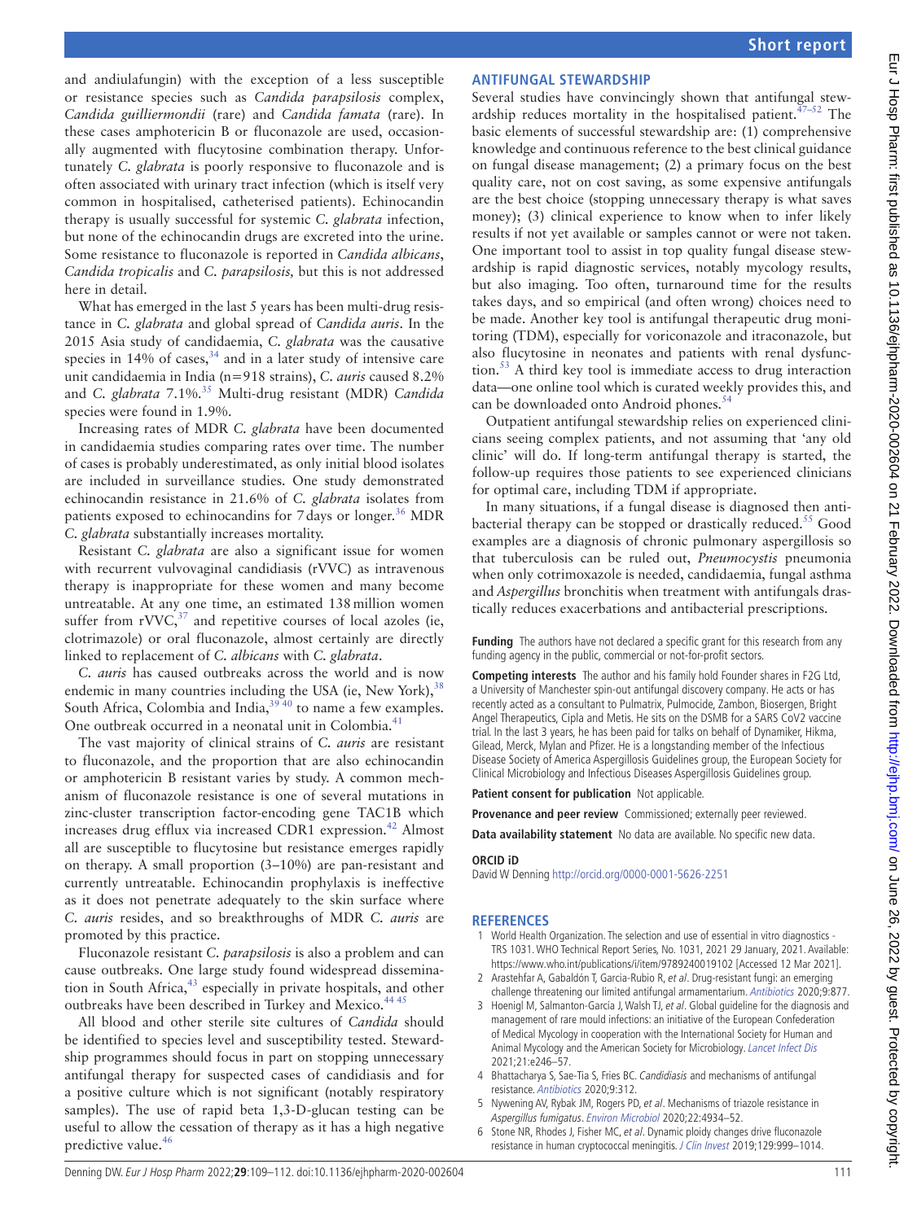and andiulafungin) with the exception of a less susceptible or resistance species such as *Candida parapsilosis* complex, *Candida guilliermondii* (rare) and *Candida famata* (rare). In these cases amphotericin B or fluconazole are used, occasionally augmented with flucytosine combination therapy. Unfortunately *C. glabrata* is poorly responsive to fluconazole and is often associated with urinary tract infection (which is itself very common in hospitalised, catheterised patients). Echinocandin therapy is usually successful for systemic *C. glabrata* infection, but none of the echinocandin drugs are excreted into the urine. Some resistance to fluconazole is reported in *Candida albicans*, *Candida tropicalis* and *C. parapsilosis,* but this is not addressed here in detail.

What has emerged in the last 5 years has been multi-drug resistance in *C. glabrata* and global spread of *Candida auris*. In the 2015 Asia study of candidaemia, *C. glabrata* was the causative species in 14% of cases,[34] and in a later study of intensive care unit candidaemia in India (n=918 strains), *C. auris* caused 8.2% and *C. glabrata* 7.1%.[35] Multi-drug resistant (MDR) *Candida* species were found in 1.9%.

Increasing rates of MDR *C. glabrata* have been documented in candidaemia studies comparing rates over time. The number of cases is probably underestimated, as only initial blood isolates are included in surveillance studies. One study demonstrated echinocandin resistance in 21.6% of *C. glabrata* isolates from patients exposed to echinocandins for 7 days or longer.[36] MDR *C. glabrata* substantially increases mortality.

Resistant *C. glabrata* are also a significant issue for women with recurrent vulvovaginal candidiasis (rVVC) as intravenous therapy is inappropriate for these women and many become untreatable. At any one time, an estimated 138 million women suffer from rVVC,[37] and repetitive courses of local azoles (ie, clotrimazole) or oral fluconazole, almost certainly are directly linked to replacement of *C. albicans* with *C. glabrata*.

*C. auris* has caused outbreaks across the world and is now endemic in many countries including the USA (ie, New York),[38] South Africa, Colombia and India,[39 40] to name a few examples. One outbreak occurred in a neonatal unit in Colombia.[41]

The vast majority of clinical strains of *C. auris* are resistant to fluconazole, and the proportion that are also echinocandin or amphotericin B resistant varies by study. A common mechanism of fluconazole resistance is one of several mutations in zinc-cluster transcription factor-encoding gene TAC1B which increases drug efflux via increased CDR1 expression.[42] Almost all are susceptible to flucytosine but resistance emerges rapidly on therapy. A small proportion (3–10%) are pan-resistant and currently untreatable. Echinocandin prophylaxis is ineffective as it does not penetrate adequately to the skin surface where *C. auris* resides, and so breakthroughs of MDR *C. auris* are promoted by this practice.

Fluconazole resistant *C. parapsilosis* is also a problem and can cause outbreaks. One large study found widespread dissemination in South Africa,[43] especially in private hospitals, and other outbreaks have been described in Turkey and Mexico.[44 45]

All blood and other sterile site cultures of *Candida* should be identified to species level and susceptibility tested. Stewardship programmes should focus in part on stopping unnecessary antifungal therapy for suspected cases of candidiasis and for a positive culture which is not significant (notably respiratory samples). The use of rapid beta 1,3-D-glucan testing can be useful to allow the cessation of therapy as it has a high negative predictive value.[46]

## ANTIFUNGAL STEWARDSHIP

Several studies have convincingly shown that antifungal stewardship reduces mortality in the hospitalised patient.[47–52] The basic elements of successful stewardship are: (1) comprehensive knowledge and continuous reference to the best clinical guidance on fungal disease management; (2) a primary focus on the best quality care, not on cost saving, as some expensive antifungals are the best choice (stopping unnecessary therapy is what saves money); (3) clinical experience to know when to infer likely results if not yet available or samples cannot or were not taken. One important tool to assist in top quality fungal disease stewardship is rapid diagnostic services, notably mycology results, but also imaging. Too often, turnaround time for the results takes days, and so empirical (and often wrong) choices need to be made. Another key tool is antifungal therapeutic drug monitoring (TDM), especially for voriconazole and itraconazole, but also flucytosine in neonates and patients with renal dysfunction.[53] A third key tool is immediate access to drug interaction data—one online tool which is curated weekly provides this, and can be downloaded onto Android phones.[54]

Outpatient antifungal stewardship relies on experienced clinicians seeing complex patients, and not assuming that 'any old clinic' will do. If long-term antifungal therapy is started, the follow-up requires those patients to see experienced clinicians for optimal care, including TDM if appropriate.

In many situations, if a fungal disease is diagnosed then antibacterial therapy can be stopped or drastically reduced.[55] Good examples are a diagnosis of chronic pulmonary aspergillosis so that tuberculosis can be ruled out, *Pneumocystis* pneumonia when only cotrimoxazole is needed, candidaemia, fungal asthma and *Aspergillus* bronchitis when treatment with antifungals drastically reduces exacerbations and antibacterial prescriptions.

**Funding** The authors have not declared a specific grant for this research from any funding agency in the public, commercial or not-for-profit sectors.

**Competing interests** The author and his family hold Founder shares in F2G Ltd, a University of Manchester spin-out antifungal discovery company. He acts or has recently acted as a consultant to Pulmatrix, Pulmocide, Zambon, Biosergen, Bright Angel Therapeutics, Cipla and Metis. He sits on the DSMB for a SARS CoV2 vaccine trial. In the last 3 years, he has been paid for talks on behalf of Dynamiker, Hikma, Gilead, Merck, Mylan and Pfizer. He is a longstanding member of the Infectious Disease Society of America Aspergillosis Guidelines group, the European Society for Clinical Microbiology and Infectious Diseases Aspergillosis Guidelines group.

**Patient consent for publication** Not applicable.

**Provenance and peer review** Commissioned; externally peer reviewed.

**Data availability statement** No data are available. No specific new data.

**ORCID iD**

David W Denning http://orcid.org/0000-0001-5626-2251

## REFERENCES

1. World Health Organization. The selection and use of essential in vitro diagnostics - TRS 1031. WHO Technical Report Series, No. 1031, 2021 29 January, 2021. Available: https://www.who.int/publications/i/item/9789240019102 [Accessed 12 Mar 2021].
2. Arastehfar A, Gabaldón T, Garcia-Rubio R, *et al*. Drug-resistant fungi: an emerging challenge threatening our limited antifungal armamentarium. *Antibiotics* 2020;9:877.
3. Hoenigl M, Salmanton-García J, Walsh TJ, *et al*. Global guideline for the diagnosis and management of rare mould infections: an initiative of the European Confederation of Medical Mycology in cooperation with the International Society for Human and Animal Mycology and the American Society for Microbiology. *Lancet Infect Dis* 2021;21:e246–57.
4. Bhattacharya S, Sae-Tia S, Fries BC. *Candidiasis* and mechanisms of antifungal resistance. *Antibiotics* 2020;9:312.
5. Nywening AV, Rybak JM, Rogers PD, *et al*. Mechanisms of triazole resistance in *Aspergillus fumigatus*. *Environ Microbiol* 2020;22:4934–52.
6. Stone NR, Rhodes J, Fisher MC, *et al*. Dynamic ploidy changes drive fluconazole resistance in human cryptococcal meningitis. *J Clin Invest* 2019;129:999–1014.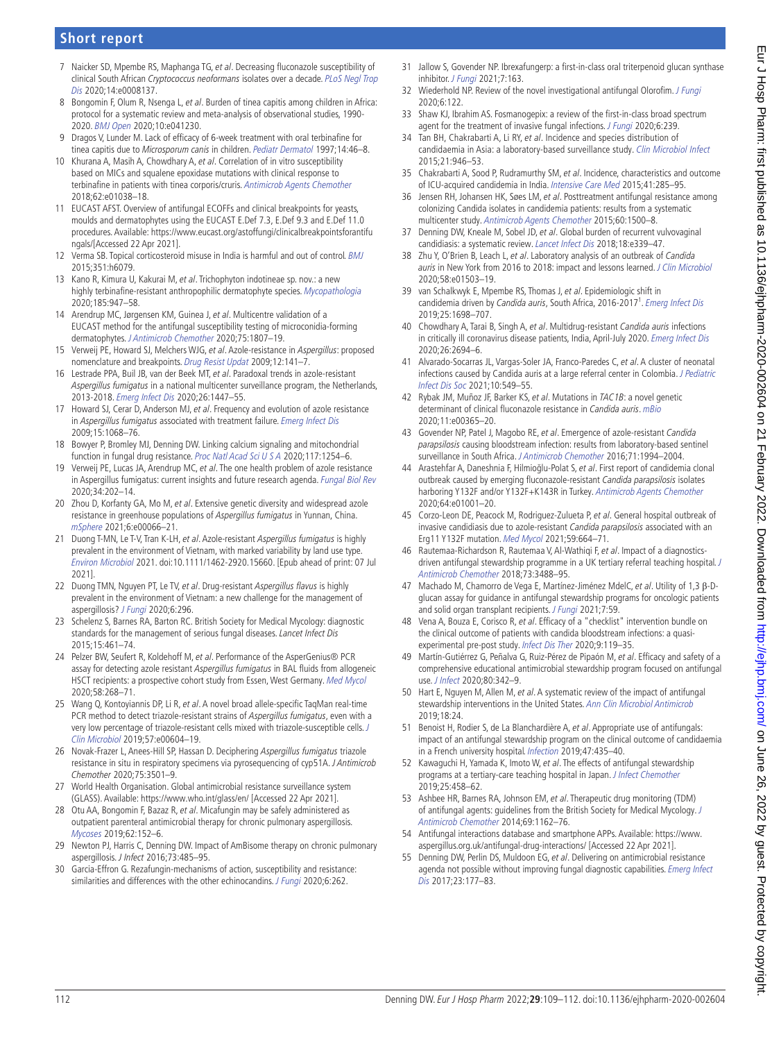7 Naicker SD, Mpembe RS, Maphanga TG, *et al*. Decreasing fluconazole susceptibility of clinical South African *Cryptococcus neoformans* isolates over a decade. *PLoS Negl Trop Dis* 2020;14:e0008137.

8 Bongomin F, Olum R, Nsenga L, *et al*. Burden of tinea capitis among children in Africa: protocol for a systematic review and meta-analysis of observational studies, 1990-2020. *BMJ Open* 2020;10:e041230.

9 Dragos V, Lunder M. Lack of efficacy of 6-week treatment with oral terbinafine for tinea capitis due to *Microsporum canis* in children. *Pediatr Dermatol* 1997;14:46–8.

10 Khurana A, Masih A, Chowdhary A, *et al*. Correlation of in vitro susceptibility based on MICs and squalene epoxidase mutations with clinical response to terbinafine in patients with tinea corporis/cruris. *Antimicrob Agents Chemother* 2018;62:e01038–18.

11 EUCAST AFST. Overview of antifungal ECOFFs and clinical breakpoints for yeasts, moulds and dermatophytes using the EUCAST E.Def 7.3, E.Def 9.3 and E.Def 11.0 procedures. Available: https://www.eucast.org/astoffungi/clinicalbreakpointsforantifungals/[Accessed 22 Apr 2021].

12 Verma SB. Topical corticosteroid misuse in India is harmful and out of control. *BMJ* 2015;351:h6079.

13 Kano R, Kimura U, Kakurai M, *et al*. Trichophyton indotineae sp. nov.: a new highly terbinafine-resistant anthropophilic dermatophyte species. *Mycopathologia* 2020;185:947–58.

14 Arendrup MC, Jørgensen KM, Guinea J, *et al*. Multicentre validation of a EUCAST method for the antifungal susceptibility testing of microconidia-forming dermatophytes. *J Antimicrob Chemother* 2020;75:1807–19.

15 Verweij PE, Howard SJ, Melchers WJG, *et al*. Azole-resistance in *Aspergillus*: proposed nomenclature and breakpoints. *Drug Resist Updat* 2009;12:141–7.

16 Lestrade PPA, Buil JB, van der Beek MT, *et al*. Paradoxal trends in azole-resistant *Aspergillus fumigatus* in a national multicenter surveillance program, the Netherlands, 2013-2018. *Emerg Infect Dis* 2020;26:1447–55.

17 Howard SJ, Cerar D, Anderson MJ, *et al*. Frequency and evolution of azole resistance in *Aspergillus fumigatus* associated with treatment failure. *Emerg Infect Dis* 2009;15:1068–76.

18 Bowyer P, Bromley MJ, Denning DW. Linking calcium signaling and mitochondrial function in fungal drug resistance. *Proc Natl Acad Sci U S A* 2020;117:1254–6.

19 Verweij PE, Lucas JA, Arendrup MC, *et al*. The one health problem of azole resistance in Aspergillus fumigatus: current insights and future research agenda. *Fungal Biol Rev* 2020;34:202–14.

20 Zhou D, Korfanty GA, Mo M, *et al*. Extensive genetic diversity and widespread azole resistance in greenhouse populations of *Aspergillus fumigatus* in Yunnan, China. *mSphere* 2021;6:e00066–21.

21 Duong T-MN, Le T-V, Tran K-LH, *et al*. Azole-resistant *Aspergillus fumigatus* is highly prevalent in the environment of Vietnam, with marked variability by land use type. *Environ Microbiol* 2021. doi:10.1111/1462-2920.15660. [Epub ahead of print: 07 Jul 2021].

22 Duong TMN, Nguyen PT, Le TV, *et al*. Drug-resistant *Aspergillus flavus* is highly prevalent in the environment of Vietnam: a new challenge for the management of aspergillosis? *J Fungi* 2020;6:296.

23 Schelenz S, Barnes RA, Barton RC. British Society for Medical Mycology: diagnostic standards for the management of serious fungal diseases. *Lancet Infect Dis* 2015;15:461–74.

24 Pelzer BW, Seufert R, Koldehoff M, *et al*. Performance of the AsperGenius® PCR assay for detecting azole resistant *Aspergillus fumigatus* in BAL fluids from allogeneic HSCT recipients: a prospective cohort study from Essen, West Germany. *Med Mycol* 2020;58:268–71.

25 Wang Q, Kontoyiannis DP, Li R, *et al*. A novel broad allele-specific TaqMan real-time PCR method to detect triazole-resistant strains of *Aspergillus fumigatus*, even with a very low percentage of triazole-resistant cells mixed with triazole-susceptible cells. *J Clin Microbiol* 2019;57:e00604–19.

26 Novak-Frazer L, Anees-Hill SP, Hassan D. Deciphering *Aspergillus fumigatus* triazole resistance in situ in respiratory specimens via pyrosequencing of cyp51A. *J Antimicrob Chemother* 2020;75:3501–9.

27 World Health Organisation. Global antimicrobial resistance surveillance system (GLASS). Available: https://www.who.int/glass/en/ [Accessed 22 Apr 2021].

28 Otu AA, Bongomin F, Bazaz R, *et al*. Micafungin may be safely administered as outpatient parenteral antimicrobial therapy for chronic pulmonary aspergillosis. *Mycoses* 2019;62:152–6.

29 Newton PJ, Harris C, Denning DW. Impact of AmBisome therapy on chronic pulmonary aspergillosis. *J Infect* 2016;73:485–95.

30 Garcia-Effron G. Rezafungin-mechanisms of action, susceptibility and resistance: similarities and differences with the other echinocandins. *J Fungi* 2020;6:262.

31 Jallow S, Govender NP. Ibrexafungerp: a first-in-class oral triterpenoid glucan synthase inhibitor. *J Fungi* 2021;7:163.

32 Wiederhold NP. Review of the novel investigational antifungal Olorofim. *J Fungi* 2020;6:122.

33 Shaw KJ, Ibrahim AS. Fosmanogepix: a review of the first-in-class broad spectrum agent for the treatment of invasive fungal infections. *J Fungi* 2020;6:239.

34 Tan BH, Chakrabarti A, Li RY, *et al*. Incidence and species distribution of candidaemia in Asia: a laboratory-based surveillance study. *Clin Microbiol Infect* 2015;21:946–53.

35 Chakrabarti A, Sood P, Rudramurthy SM, *et al*. Incidence, characteristics and outcome of ICU-acquired candidemia in India. *Intensive Care Med* 2015;41:285–95.

36 Jensen RH, Johansen HK, Søes LM, *et al*. Posttreatment antifungal resistance among colonizing Candida isolates in candidemia patients: results from a systematic multicenter study. *Antimicrob Agents Chemother* 2015;60:1500–8.

37 Denning DW, Kneale M, Sobel JD, *et al*. Global burden of recurrent vulvovaginal candidiasis: a systematic review. *Lancet Infect Dis* 2018;18:e339–47.

38 Zhu Y, O'Brien B, Leach L, *et al*. Laboratory analysis of an outbreak of *Candida auris* in New York from 2016 to 2018: impact and lessons learned. *J Clin Microbiol* 2020;58:e01503–19.

39 van Schalkwyk E, Mpembe RS, Thomas J, *et al*. Epidemiologic shift in candidemia driven by *Candida auris*, South Africa, 2016-2017[1]. *Emerg Infect Dis* 2019;25:1698–707.

40 Chowdhary A, Tarai B, Singh A, *et al*. Multidrug-resistant *Candida auris* infections in critically ill coronavirus disease patients, India, April-July 2020. *Emerg Infect Dis* 2020;26:2694–6.

41 Alvarado-Socarras JL, Vargas-Soler JA, Franco-Paredes C, *et al*. A cluster of neonatal infections caused by Candida auris at a large referral center in Colombia. *J Pediatric Infect Dis Soc* 2021;10:549–55.

42 Rybak JM, Muñoz JF, Barker KS, *et al*. Mutations in *TAC1B*: a novel genetic determinant of clinical fluconazole resistance in *Candida auris*. *mBio* 2020;11:e00365–20.

43 Govender NP, Patel J, Magobo RE, *et al*. Emergence of azole-resistant *Candida parapsilosis* causing bloodstream infection: results from laboratory-based sentinel surveillance in South Africa. *J Antimicrob Chemother* 2016;71:1994–2004.

44 Arastehfar A, Daneshnia F, Hilmioğlu-Polat S, *et al*. First report of candidemia clonal outbreak caused by emerging fluconazole-resistant *Candida parapsilosis* isolates harboring Y132F and/or Y132F+K143R in Turkey. *Antimicrob Agents Chemother* 2020;64:e01001–20.

45 Corzo-Leon DE, Peacock M, Rodriguez-Zulueta P, *et al*. General hospital outbreak of invasive candidiasis due to azole-resistant *Candida parapsilosis* associated with an Erg11 Y132F mutation. *Med Mycol* 2021;59:664–71.

46 Rautemaa-Richardson R, Rautemaa V, Al-Wathiqi F, *et al*. Impact of a diagnostics-driven antifungal stewardship programme in a UK tertiary referral teaching hospital. *J Antimicrob Chemother* 2018;73:3488–95.

47 Machado M, Chamorro de Vega E, Martínez-Jiménez MdelC, *et al*. Utility of 1,3 β-D-glucan assay for guidance in antifungal stewardship programs for oncologic patients and solid organ transplant recipients. *J Fungi* 2021;7:59.

48 Vena A, Bouza E, Corisco R, *et al*. Efficacy of a "checklist" intervention bundle on the clinical outcome of patients with candida bloodstream infections: a quasi-experimental pre-post study. *Infect Dis Ther* 2020;9:119–35.

49 Martín-Gutiérrez G, Peñalva G, Ruiz-Pérez de Pipaón M, *et al*. Efficacy and safety of a comprehensive educational antimicrobial stewardship program focused on antifungal use. *J Infect* 2020;80:342–9.

50 Hart E, Nguyen M, Allen M, *et al*. A systematic review of the impact of antifungal stewardship interventions in the United States. *Ann Clin Microbiol Antimicrob* 2019;18:24.

51 Benoist H, Rodier S, de La Blanchardière A, *et al*. Appropriate use of antifungals: impact of an antifungal stewardship program on the clinical outcome of candidaemia in a French university hospital. *Infection* 2019;47:435–40.

52 Kawaguchi H, Yamada K, Imoto W, *et al*. The effects of antifungal stewardship programs at a tertiary-care teaching hospital in Japan. *J Infect Chemother* 2019;25:458–62.

53 Ashbee HR, Barnes RA, Johnson EM, *et al*. Therapeutic drug monitoring (TDM) of antifungal agents: guidelines from the British Society for Medical Mycology. *J Antimicrob Chemother* 2014;69:1162–76.

54 Antifungal interactions database and smartphone APPs. Available: https://www.aspergillus.org.uk/antifungal-drug-interactions/ [Accessed 22 Apr 2021].

55 Denning DW, Perlin DS, Muldoon EG, *et al*. Delivering on antimicrobial resistance agenda not possible without improving fungal diagnostic capabilities. *Emerg Infect Dis* 2017;23:177–83.